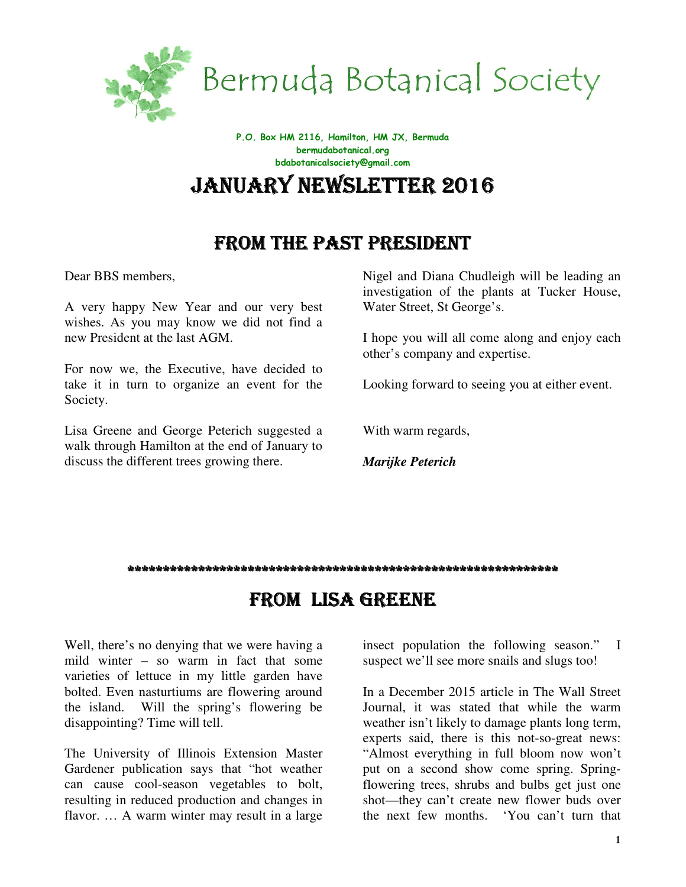# Bermuda Botanical Society

**P.O. Box HM 2116, Hamilton, HM JX, Bermuda**
**bermudabotanical.org**
**bdabotanicalsociety@gmail.com**

# JANUARY NEWSLETTER 2016

## FROM THE PAST PRESIDENT

Dear BBS members,

A very happy New Year and our very best wishes. As you may know we did not find a new President at the last AGM.

For now we, the Executive, have decided to take it in turn to organize an event for the Society.

Lisa Greene and George Peterich suggested a walk through Hamilton at the end of January to discuss the different trees growing there.

Nigel and Diana Chudleigh will be leading an investigation of the plants at Tucker House, Water Street, St George's.

I hope you will all come along and enjoy each other's company and expertise.

Looking forward to seeing you at either event.

With warm regards,

***Marijke Peterich***

\*\*\*\*\*\*\*\*\*\*\*\*\*\*\*\*\*\*\*\*\*\*\*\*\*\*\*\*\*\*\*\*\*\*\*\*\*\*\*\*\*\*\*\*\*\*\*\*\*\*\*\*\*\*\*\*\*\*\*\*\*\*\*\*

## FROM LISA GREENE

Well, there's no denying that we were having a mild winter – so warm in fact that some varieties of lettuce in my little garden have bolted. Even nasturtiums are flowering around the island. Will the spring's flowering be disappointing? Time will tell.

The University of Illinois Extension Master Gardener publication says that "hot weather can cause cool-season vegetables to bolt, resulting in reduced production and changes in flavor. … A warm winter may result in a large insect population the following season." I suspect we'll see more snails and slugs too!

In a December 2015 article in The Wall Street Journal, it was stated that while the warm weather isn't likely to damage plants long term, experts said, there is this not-so-great news: "Almost everything in full bloom now won't put on a second show come spring. Spring-flowering trees, shrubs and bulbs get just one shot—they can't create new flower buds over the next few months. 'You can't turn that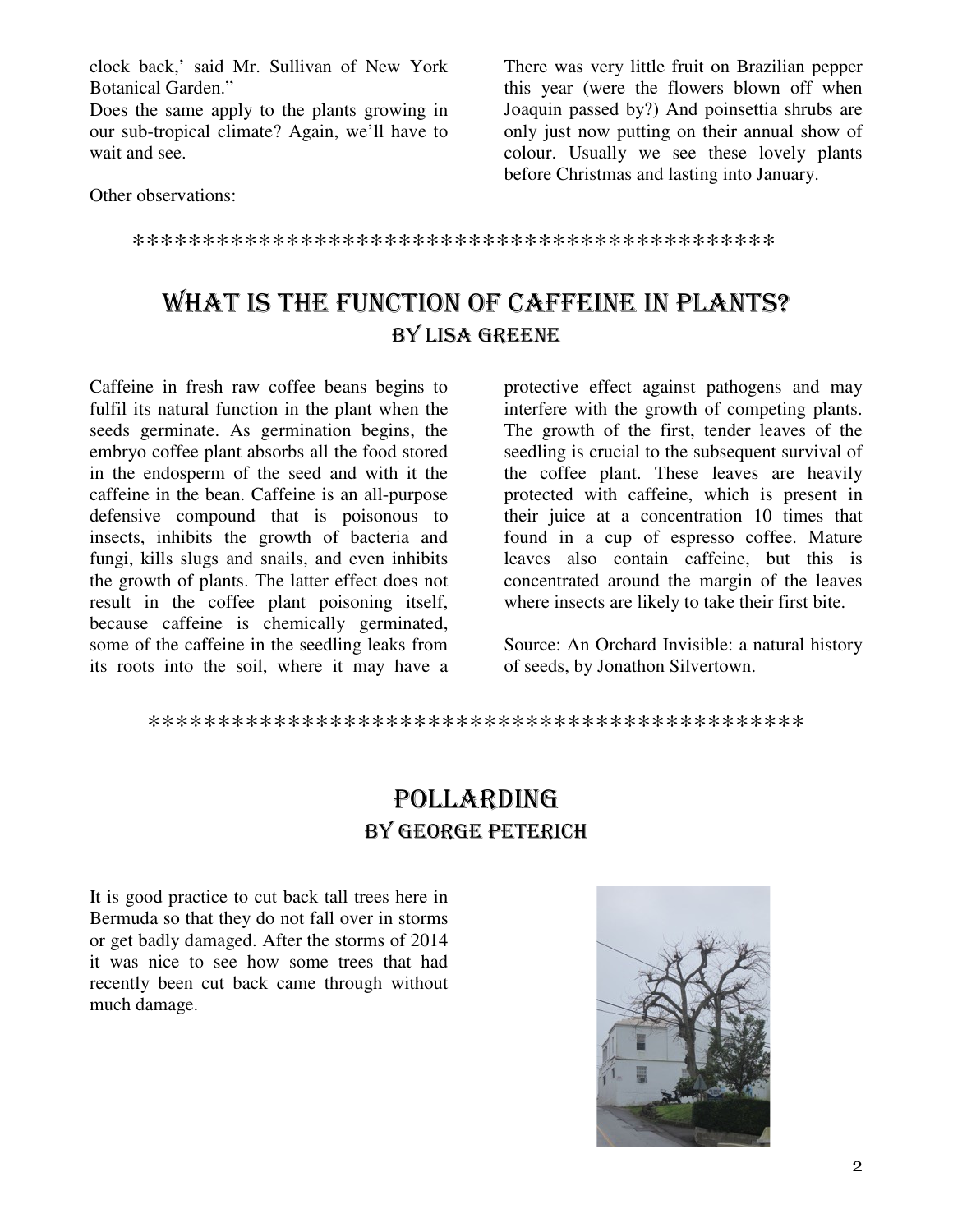clock back,' said Mr. Sullivan of New York Botanical Garden."

Does the same apply to the plants growing in our sub-tropical climate? Again, we'll have to wait and see.

Other observations:

There was very little fruit on Brazilian pepper this year (were the flowers blown off when Joaquin passed by?) And poinsettia shrubs are only just now putting on their annual show of colour. Usually we see these lovely plants before Christmas and lasting into January.

**********************************************

# WHAT IS THE FUNCTION OF CAFFEINE IN PLANTS?

## BY LISA GREENE

Caffeine in fresh raw coffee beans begins to fulfil its natural function in the plant when the seeds germinate. As germination begins, the embryo coffee plant absorbs all the food stored in the endosperm of the seed and with it the caffeine in the bean. Caffeine is an all-purpose defensive compound that is poisonous to insects, inhibits the growth of bacteria and fungi, kills slugs and snails, and even inhibits the growth of plants. The latter effect does not result in the coffee plant poisoning itself, because caffeine is chemically germinated, some of the caffeine in the seedling leaks from its roots into the soil, where it may have a protective effect against pathogens and may interfere with the growth of competing plants. The growth of the first, tender leaves of the seedling is crucial to the subsequent survival of the coffee plant. These leaves are heavily protected with caffeine, which is present in their juice at a concentration 10 times that found in a cup of espresso coffee. Mature leaves also contain caffeine, but this is concentrated around the margin of the leaves where insects are likely to take their first bite.

Source: An Orchard Invisible: a natural history of seeds, by Jonathon Silvertown.

**********************************************

# POLLARDING

## BY GEORGE PETERICH

It is good practice to cut back tall trees here in Bermuda so that they do not fall over in storms or get badly damaged. After the storms of 2014 it was nice to see how some trees that had recently been cut back came through without much damage.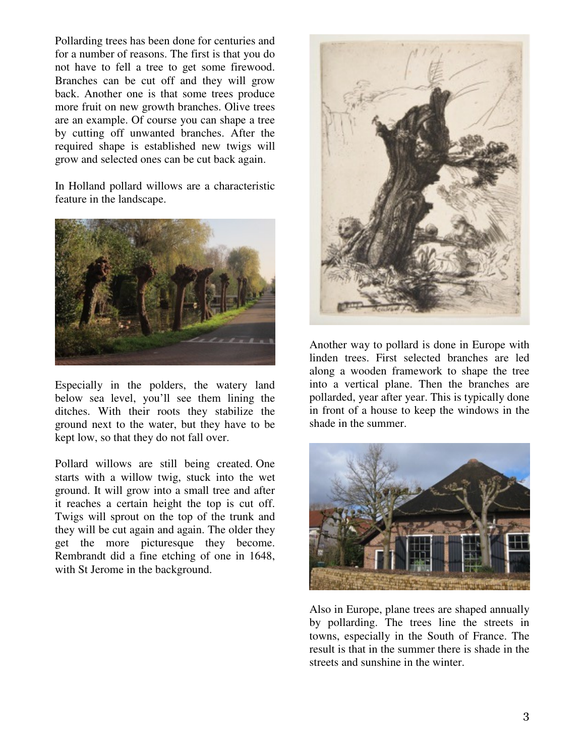Pollarding trees has been done for centuries and for a number of reasons. The first is that you do not have to fell a tree to get some firewood. Branches can be cut off and they will grow back. Another one is that some trees produce more fruit on new growth branches. Olive trees are an example. Of course you can shape a tree by cutting off unwanted branches. After the required shape is established new twigs will grow and selected ones can be cut back again.

In Holland pollard willows are a characteristic feature in the landscape.

Especially in the polders, the watery land below sea level, you'll see them lining the ditches. With their roots they stabilize the ground next to the water, but they have to be kept low, so that they do not fall over.

Pollard willows are still being created. One starts with a willow twig, stuck into the wet ground. It will grow into a small tree and after it reaches a certain height the top is cut off. Twigs will sprout on the top of the trunk and they will be cut again and again. The older they get the more picturesque they become. Rembrandt did a fine etching of one in 1648, with St Jerome in the background.

Another way to pollard is done in Europe with linden trees. First selected branches are led along a wooden framework to shape the tree into a vertical plane. Then the branches are pollarded, year after year. This is typically done in front of a house to keep the windows in the shade in the summer.

Also in Europe, plane trees are shaped annually by pollarding. The trees line the streets in towns, especially in the South of France. The result is that in the summer there is shade in the streets and sunshine in the winter.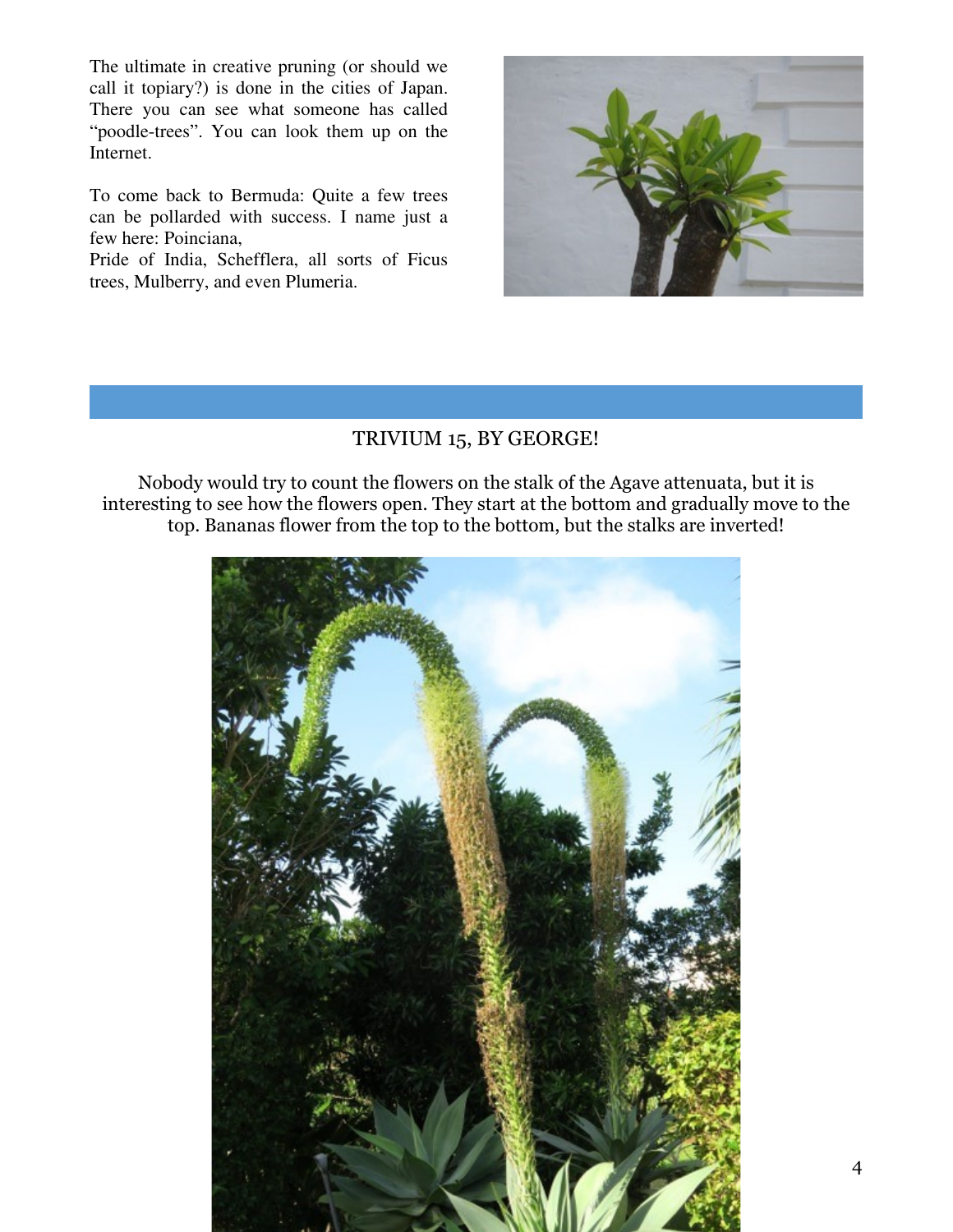The ultimate in creative pruning (or should we call it topiary?) is done in the cities of Japan. There you can see what someone has called "poodle-trees". You can look them up on the Internet.

To come back to Bermuda: Quite a few trees can be pollarded with success. I name just a few here: Poinciana,
Pride of India, Schefflera, all sorts of Ficus trees, Mulberry, and even Plumeria.

## TRIVIUM 15, BY GEORGE!

Nobody would try to count the flowers on the stalk of the Agave attenuata, but it is interesting to see how the flowers open. They start at the bottom and gradually move to the top. Bananas flower from the top to the bottom, but the stalks are inverted!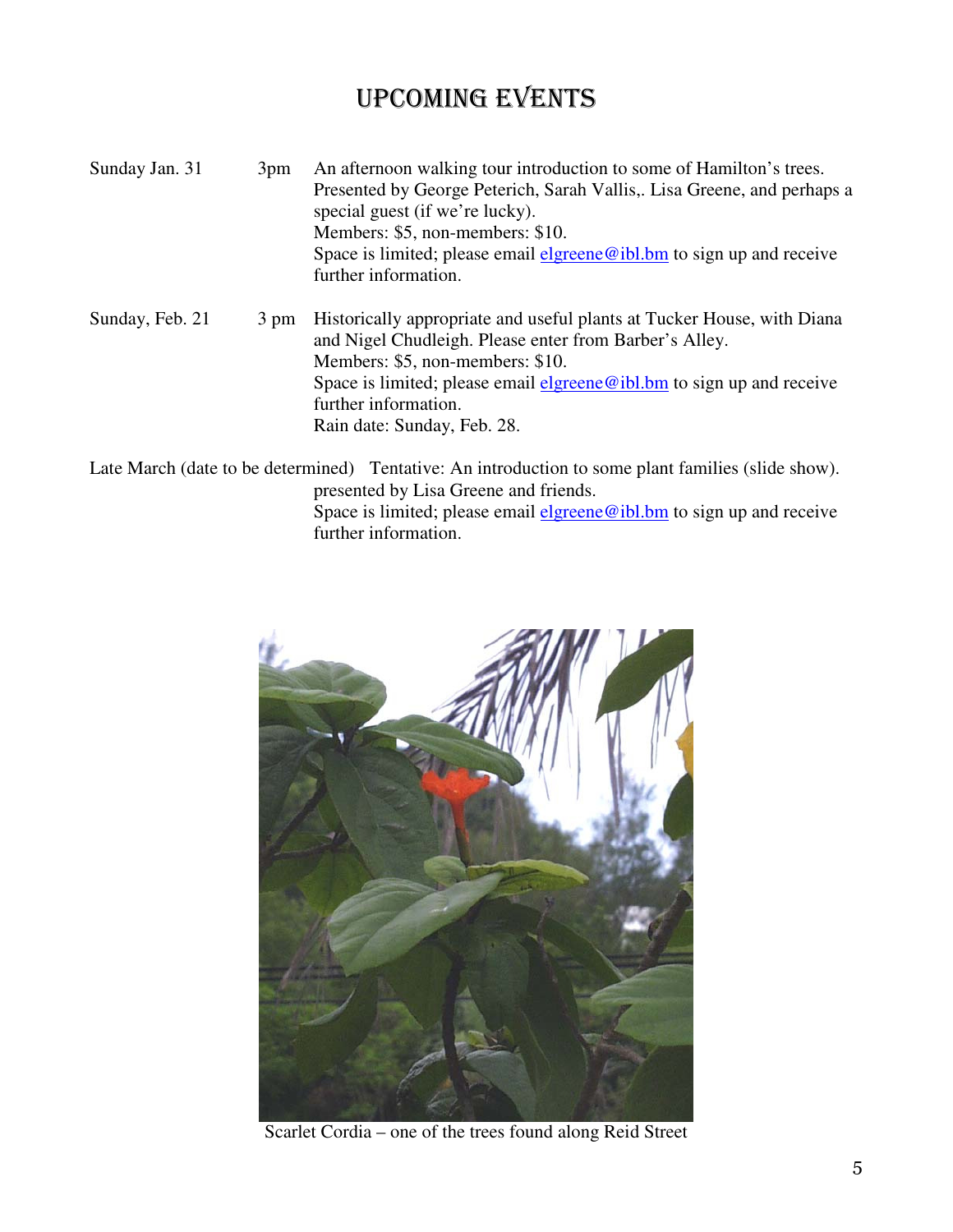# UPCOMING EVENTS

**Sunday Jan. 31** — 3pm

An afternoon walking tour introduction to some of Hamilton's trees. Presented by George Peterich, Sarah Vallis,. Lisa Greene, and perhaps a special guest (if we're lucky).
Members: $5, non-members: $10.
Space is limited; please email elgreene@ibl.bm to sign up and receive further information.

**Sunday, Feb. 21** — 3 pm

Historically appropriate and useful plants at Tucker House, with Diana and Nigel Chudleigh. Please enter from Barber's Alley.
Members: $5, non-members: $10.
Space is limited; please email elgreene@ibl.bm to sign up and receive further information.
Rain date: Sunday, Feb. 28.

**Late March (date to be determined)**

Tentative: An introduction to some plant families (slide show). presented by Lisa Greene and friends.
Space is limited; please email elgreene@ibl.bm to sign up and receive further information.

Scarlet Cordia – one of the trees found along Reid Street